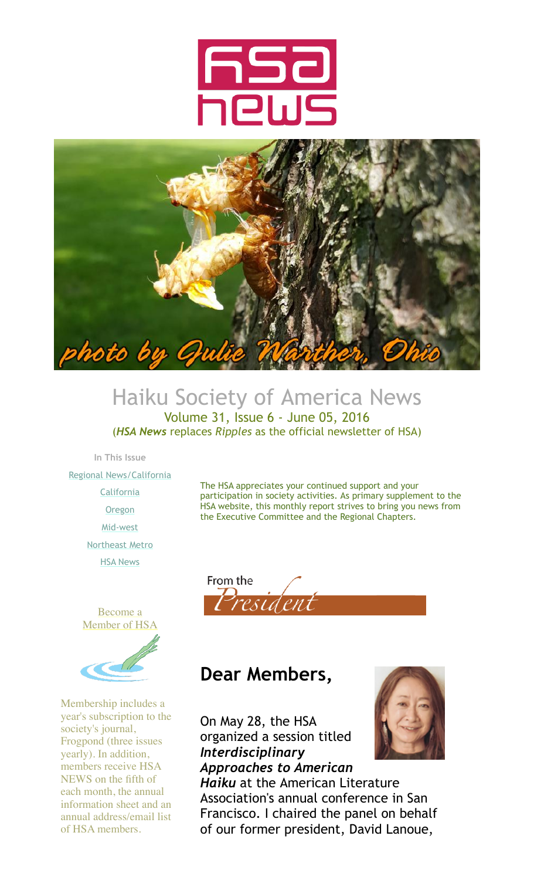# HSA news

photo by Julie Warther, Ohio

## Haiku Society of America News

Volume 31, Issue 6 - June 05, 2016

(*HSA News* replaces *Ripples* as the official newsletter of HSA)

**In This Issue**

- Regional News/California
- California
- Oregon
- Mid-west
- Northeast Metro
- HSA News

Become a Member of HSA

Membership includes a year's subscription to the society's journal, Frogpond (three issues yearly). In addition, members receive HSA NEWS on the fifth of each month, the annual information sheet and an annual address/email list of HSA members.

The HSA appreciates your continued support and your participation in society activities. As primary supplement to the HSA website, this monthly report strives to bring you news from the Executive Committee and the Regional Chapters.

From the *President*

## Dear Members,

On May 28, the HSA organized a session titled ***Interdisciplinary Approaches to American Haiku*** at the American Literature Association's annual conference in San Francisco. I chaired the panel on behalf of our former president, David Lanoue,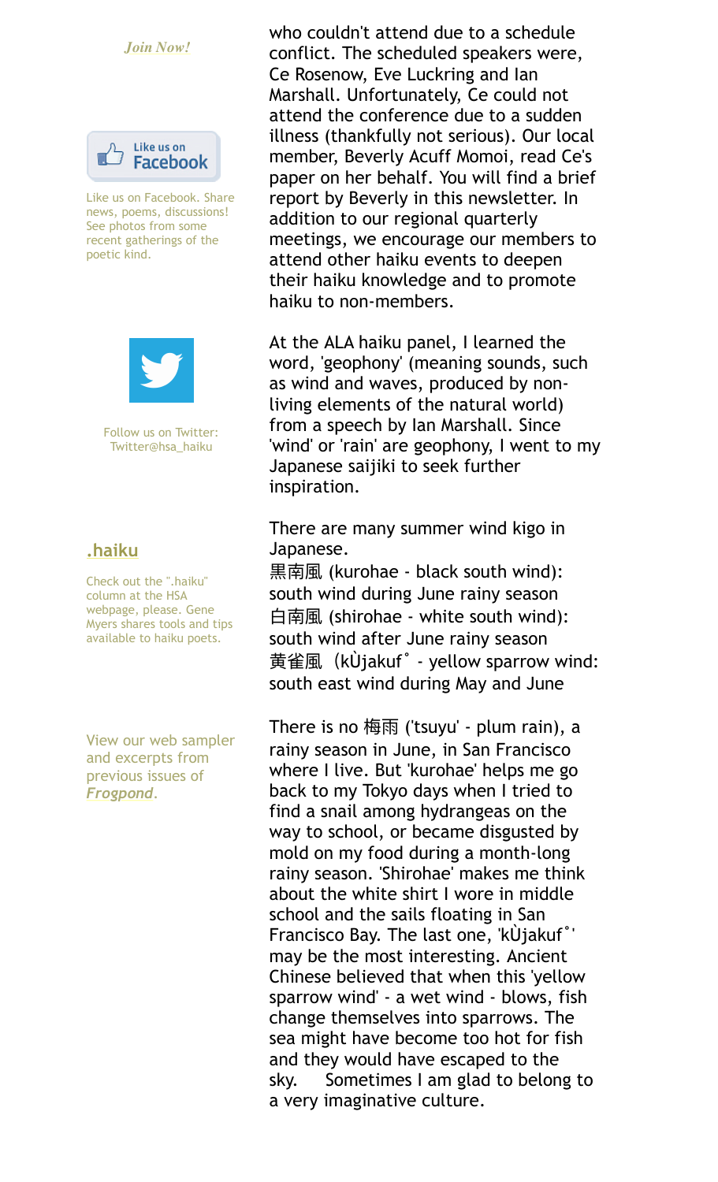*Join Now!*

Like us on Facebook. Share news, poems, discussions! See photos from some recent gatherings of the poetic kind.

Follow us on Twitter: Twitter@hsa_haiku

### .haiku

Check out the ".haiku" column at the HSA webpage, please. Gene Myers shares tools and tips available to haiku poets.

View our web sampler and excerpts from previous issues of *Frogpond*.

who couldn't attend due to a schedule conflict. The scheduled speakers were, Ce Rosenow, Eve Luckring and Ian Marshall. Unfortunately, Ce could not attend the conference due to a sudden illness (thankfully not serious). Our local member, Beverly Acuff Momoi, read Ce's paper on her behalf. You will find a brief report by Beverly in this newsletter. In addition to our regional quarterly meetings, we encourage our members to attend other haiku events to deepen their haiku knowledge and to promote haiku to non-members.

At the ALA haiku panel, I learned the word, 'geophony' (meaning sounds, such as wind and waves, produced by non-living elements of the natural world) from a speech by Ian Marshall. Since 'wind' or 'rain' are geophony, I went to my Japanese saijiki to seek further inspiration.

There are many summer wind kigo in Japanese.
黒南風 (kurohae - black south wind): south wind during June rainy season
白南風 (shirohae - white south wind): south wind after June rainy season
黄雀風（kÙjakuf˚ - yellow sparrow wind: south east wind during May and June

There is no 梅雨 ('tsuyu' - plum rain), a rainy season in June, in San Francisco where I live. But 'kurohae' helps me go back to my Tokyo days when I tried to find a snail among hydrangeas on the way to school, or became disgusted by mold on my food during a month-long rainy season. 'Shirohae' makes me think about the white shirt I wore in middle school and the sails floating in San Francisco Bay. The last one, 'kÙjakuf˚' may be the most interesting. Ancient Chinese believed that when this 'yellow sparrow wind' - a wet wind - blows, fish change themselves into sparrows. The sea might have become too hot for fish and they would have escaped to the sky. Sometimes I am glad to belong to a very imaginative culture.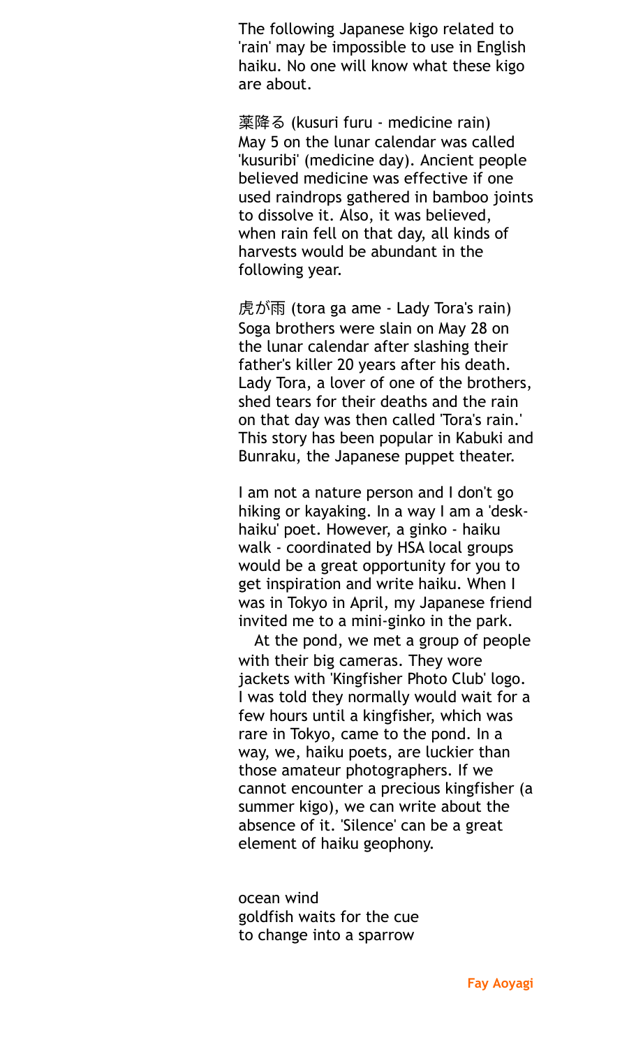The following Japanese kigo related to 'rain' may be impossible to use in English haiku. No one will know what these kigo are about.

薬降る (kusuri furu - medicine rain)
May 5 on the lunar calendar was called 'kusuribi' (medicine day). Ancient people believed medicine was effective if one used raindrops gathered in bamboo joints to dissolve it. Also, it was believed, when rain fell on that day, all kinds of harvests would be abundant in the following year.

虎が雨 (tora ga ame - Lady Tora's rain)
Soga brothers were slain on May 28 on the lunar calendar after slashing their father's killer 20 years after his death. Lady Tora, a lover of one of the brothers, shed tears for their deaths and the rain on that day was then called 'Tora's rain.' This story has been popular in Kabuki and Bunraku, the Japanese puppet theater.

I am not a nature person and I don't go hiking or kayaking. In a way I am a 'desk-haiku' poet. However, a ginko - haiku walk - coordinated by HSA local groups would be a great opportunity for you to get inspiration and write haiku. When I was in Tokyo in April, my Japanese friend invited me to a mini-ginko in the park.

At the pond, we met a group of people with their big cameras. They wore jackets with 'Kingfisher Photo Club' logo. I was told they normally would wait for a few hours until a kingfisher, which was rare in Tokyo, came to the pond. In a way, we, haiku poets, are luckier than those amateur photographers. If we cannot encounter a precious kingfisher (a summer kigo), we can write about the absence of it. 'Silence' can be a great element of haiku geophony.

ocean wind
goldfish waits for the cue
to change into a sparrow

**Fay Aoyagi**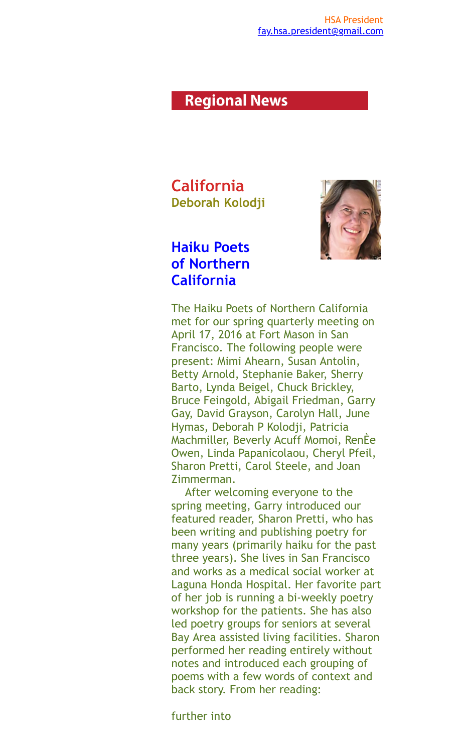HSA President
fay.hsa.president@gmail.com

## Regional News

## California

**Deborah Kolodji**

### Haiku Poets of Northern California

The Haiku Poets of Northern California met for our spring quarterly meeting on April 17, 2016 at Fort Mason in San Francisco. The following people were present: Mimi Ahearn, Susan Antolin, Betty Arnold, Stephanie Baker, Sherry Barto, Lynda Beigel, Chuck Brickley, Bruce Feingold, Abigail Friedman, Garry Gay, David Grayson, Carolyn Hall, June Hymas, Deborah P Kolodji, Patricia Machmiller, Beverly Acuff Momoi, RenÈe Owen, Linda Papanicolaou, Cheryl Pfeil, Sharon Pretti, Carol Steele, and Joan Zimmerman.

After welcoming everyone to the spring meeting, Garry introduced our featured reader, Sharon Pretti, who has been writing and publishing poetry for many years (primarily haiku for the past three years). She lives in San Francisco and works as a medical social worker at Laguna Honda Hospital. Her favorite part of her job is running a bi-weekly poetry workshop for the patients. She has also led poetry groups for seniors at several Bay Area assisted living facilities. Sharon performed her reading entirely without notes and introduced each grouping of poems with a few words of context and back story. From her reading:

further into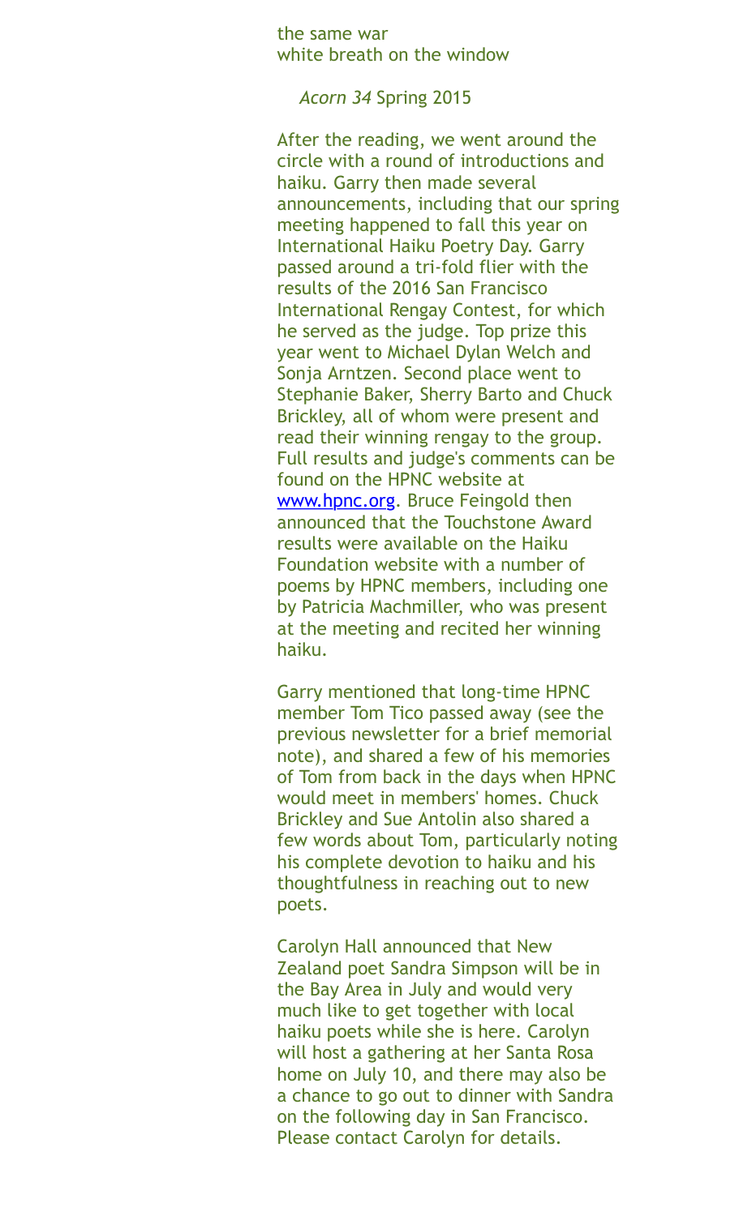the same war  
white breath on the window

*Acorn 34* Spring 2015

After the reading, we went around the circle with a round of introductions and haiku. Garry then made several announcements, including that our spring meeting happened to fall this year on International Haiku Poetry Day. Garry passed around a tri-fold flier with the results of the 2016 San Francisco International Rengay Contest, for which he served as the judge. Top prize this year went to Michael Dylan Welch and Sonja Arntzen. Second place went to Stephanie Baker, Sherry Barto and Chuck Brickley, all of whom were present and read their winning rengay to the group. Full results and judge's comments can be found on the HPNC website at [www.hpnc.org](www.hpnc.org). Bruce Feingold then announced that the Touchstone Award results were available on the Haiku Foundation website with a number of poems by HPNC members, including one by Patricia Machmiller, who was present at the meeting and recited her winning haiku.

Garry mentioned that long-time HPNC member Tom Tico passed away (see the previous newsletter for a brief memorial note), and shared a few of his memories of Tom from back in the days when HPNC would meet in members' homes. Chuck Brickley and Sue Antolin also shared a few words about Tom, particularly noting his complete devotion to haiku and his thoughtfulness in reaching out to new poets.

Carolyn Hall announced that New Zealand poet Sandra Simpson will be in the Bay Area in July and would very much like to get together with local haiku poets while she is here. Carolyn will host a gathering at her Santa Rosa home on July 10, and there may also be a chance to go out to dinner with Sandra on the following day in San Francisco. Please contact Carolyn for details.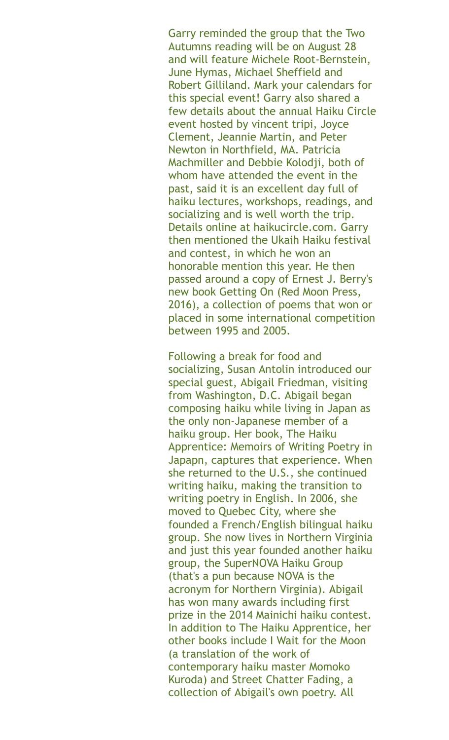Garry reminded the group that the Two Autumns reading will be on August 28 and will feature Michele Root-Bernstein, June Hymas, Michael Sheffield and Robert Gilliland. Mark your calendars for this special event! Garry also shared a few details about the annual Haiku Circle event hosted by vincent tripi, Joyce Clement, Jeannie Martin, and Peter Newton in Northfield, MA. Patricia Machmiller and Debbie Kolodji, both of whom have attended the event in the past, said it is an excellent day full of haiku lectures, workshops, readings, and socializing and is well worth the trip. Details online at haikucircle.com. Garry then mentioned the Ukaih Haiku festival and contest, in which he won an honorable mention this year. He then passed around a copy of Ernest J. Berry's new book Getting On (Red Moon Press, 2016), a collection of poems that won or placed in some international competition between 1995 and 2005.

Following a break for food and socializing, Susan Antolin introduced our special guest, Abigail Friedman, visiting from Washington, D.C. Abigail began composing haiku while living in Japan as the only non-Japanese member of a haiku group. Her book, The Haiku Apprentice: Memoirs of Writing Poetry in Japapn, captures that experience. When she returned to the U.S., she continued writing haiku, making the transition to writing poetry in English. In 2006, she moved to Quebec City, where she founded a French/English bilingual haiku group. She now lives in Northern Virginia and just this year founded another haiku group, the SuperNOVA Haiku Group (that's a pun because NOVA is the acronym for Northern Virginia). Abigail has won many awards including first prize in the 2014 Mainichi haiku contest. In addition to The Haiku Apprentice, her other books include I Wait for the Moon (a translation of the work of contemporary haiku master Momoko Kuroda) and Street Chatter Fading, a collection of Abigail's own poetry. All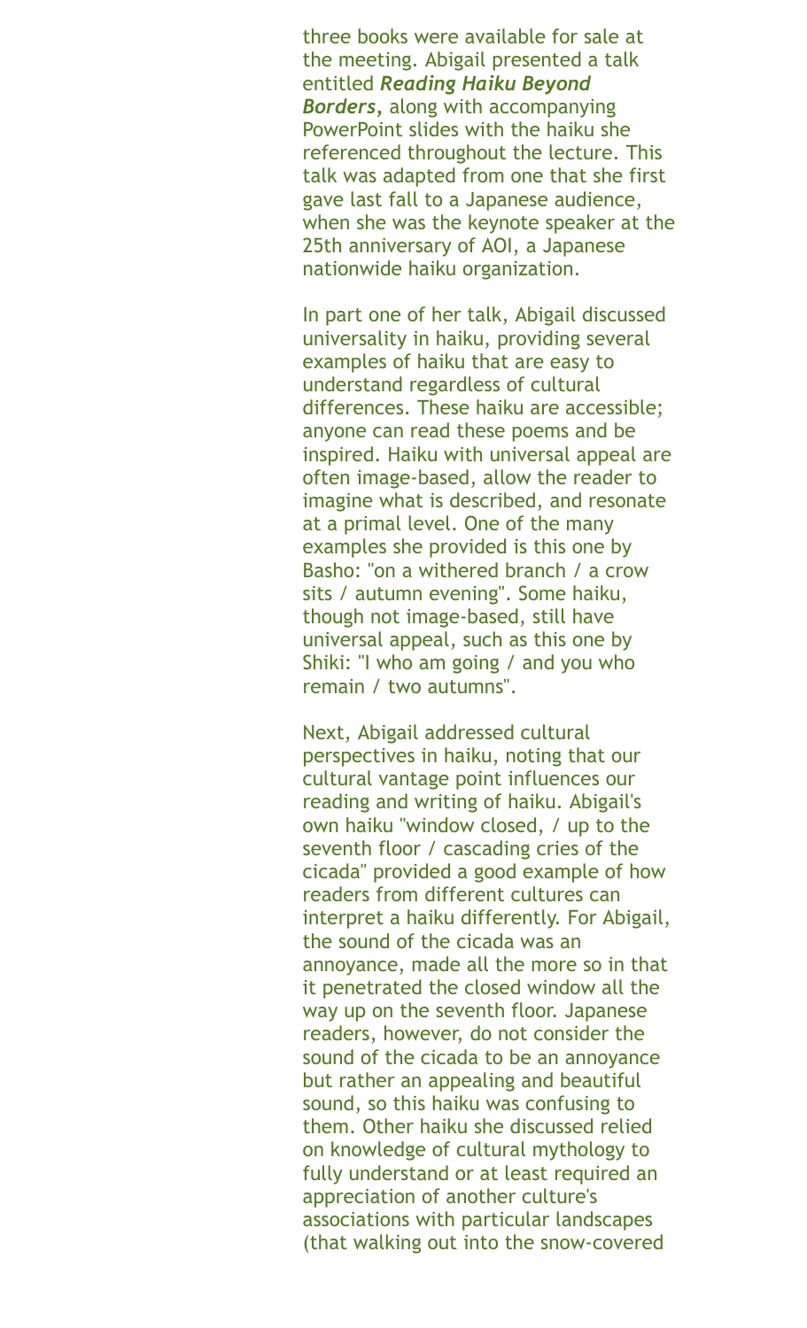three books were available for sale at the meeting. Abigail presented a talk entitled ***Reading Haiku Beyond Borders***, along with accompanying PowerPoint slides with the haiku she referenced throughout the lecture. This talk was adapted from one that she first gave last fall to a Japanese audience, when she was the keynote speaker at the 25th anniversary of AOI, a Japanese nationwide haiku organization.

In part one of her talk, Abigail discussed universality in haiku, providing several examples of haiku that are easy to understand regardless of cultural differences. These haiku are accessible; anyone can read these poems and be inspired. Haiku with universal appeal are often image-based, allow the reader to imagine what is described, and resonate at a primal level. One of the many examples she provided is this one by Basho: "on a withered branch / a crow sits / autumn evening". Some haiku, though not image-based, still have universal appeal, such as this one by Shiki: "I who am going / and you who remain / two autumns".

Next, Abigail addressed cultural perspectives in haiku, noting that our cultural vantage point influences our reading and writing of haiku. Abigail's own haiku "window closed, / up to the seventh floor / cascading cries of the cicada" provided a good example of how readers from different cultures can interpret a haiku differently. For Abigail, the sound of the cicada was an annoyance, made all the more so in that it penetrated the closed window all the way up on the seventh floor. Japanese readers, however, do not consider the sound of the cicada to be an annoyance but rather an appealing and beautiful sound, so this haiku was confusing to them. Other haiku she discussed relied on knowledge of cultural mythology to fully understand or at least required an appreciation of another culture's associations with particular landscapes (that walking out into the snow-covered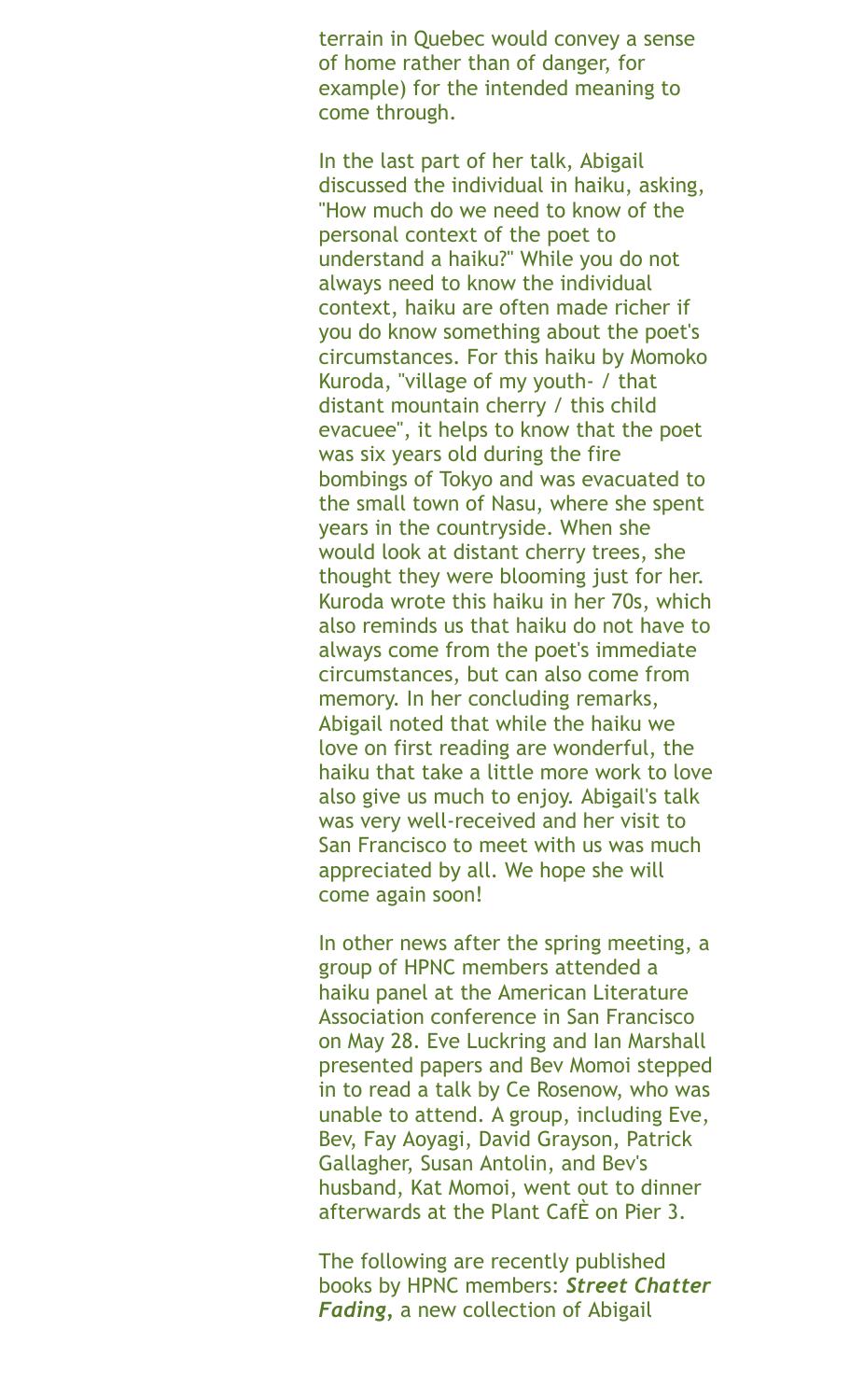terrain in Quebec would convey a sense of home rather than of danger, for example) for the intended meaning to come through.

In the last part of her talk, Abigail discussed the individual in haiku, asking, "How much do we need to know of the personal context of the poet to understand a haiku?" While you do not always need to know the individual context, haiku are often made richer if you do know something about the poet's circumstances. For this haiku by Momoko Kuroda, "village of my youth- / that distant mountain cherry / this child evacuee", it helps to know that the poet was six years old during the fire bombings of Tokyo and was evacuated to the small town of Nasu, where she spent years in the countryside. When she would look at distant cherry trees, she thought they were blooming just for her. Kuroda wrote this haiku in her 70s, which also reminds us that haiku do not have to always come from the poet's immediate circumstances, but can also come from memory. In her concluding remarks, Abigail noted that while the haiku we love on first reading are wonderful, the haiku that take a little more work to love also give us much to enjoy. Abigail's talk was very well-received and her visit to San Francisco to meet with us was much appreciated by all. We hope she will come again soon!

In other news after the spring meeting, a group of HPNC members attended a haiku panel at the American Literature Association conference in San Francisco on May 28. Eve Luckring and Ian Marshall presented papers and Bev Momoi stepped in to read a talk by Ce Rosenow, who was unable to attend. A group, including Eve, Bev, Fay Aoyagi, David Grayson, Patrick Gallagher, Susan Antolin, and Bev's husband, Kat Momoi, went out to dinner afterwards at the Plant CafÈ on Pier 3.

The following are recently published books by HPNC members: ***Street Chatter Fading***, a new collection of Abigail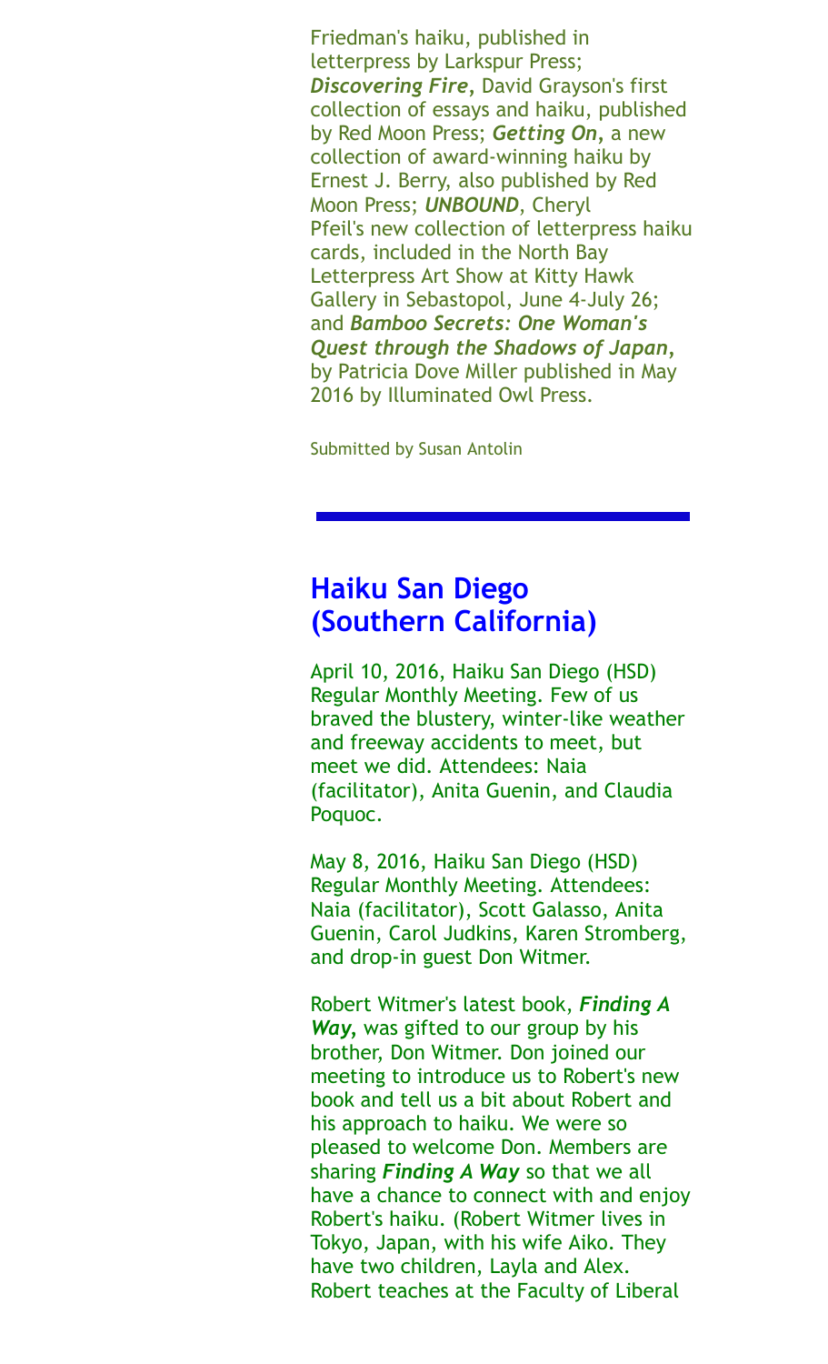Friedman's haiku, published in letterpress by Larkspur Press; ***Discovering Fire,*** David Grayson's first collection of essays and haiku, published by Red Moon Press; ***Getting On,*** a new collection of award-winning haiku by Ernest J. Berry, also published by Red Moon Press; ***UNBOUND***, Cheryl Pfeil's new collection of letterpress haiku cards, included in the North Bay Letterpress Art Show at Kitty Hawk Gallery in Sebastopol, June 4-July 26; and ***Bamboo Secrets: One Woman's Quest through the Shadows of Japan,*** by Patricia Dove Miller published in May 2016 by Illuminated Owl Press.

Submitted by Susan Antolin

---

## Haiku San Diego (Southern California)

April 10, 2016, Haiku San Diego (HSD) Regular Monthly Meeting. Few of us braved the blustery, winter-like weather and freeway accidents to meet, but meet we did. Attendees: Naia (facilitator), Anita Guenin, and Claudia Poquoc.

May 8, 2016, Haiku San Diego (HSD) Regular Monthly Meeting. Attendees: Naia (facilitator), Scott Galasso, Anita Guenin, Carol Judkins, Karen Stromberg, and drop-in guest Don Witmer.

Robert Witmer's latest book, ***Finding A Way,*** was gifted to our group by his brother, Don Witmer. Don joined our meeting to introduce us to Robert's new book and tell us a bit about Robert and his approach to haiku. We were so pleased to welcome Don. Members are sharing ***Finding A Way*** so that we all have a chance to connect with and enjoy Robert's haiku. (Robert Witmer lives in Tokyo, Japan, with his wife Aiko. They have two children, Layla and Alex. Robert teaches at the Faculty of Liberal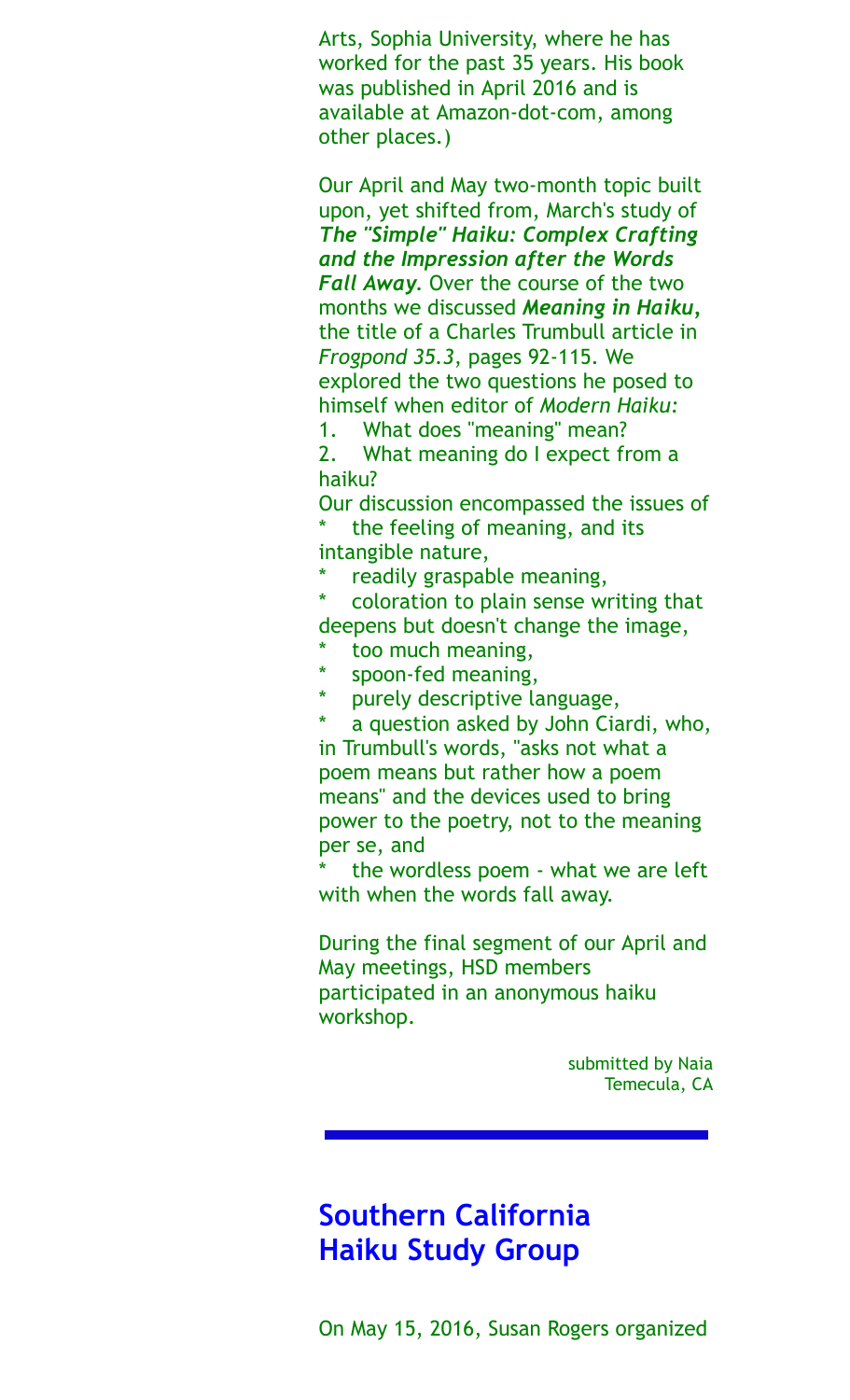Arts, Sophia University, where he has worked for the past 35 years. His book was published in April 2016 and is available at Amazon-dot-com, among other places.)

Our April and May two-month topic built upon, yet shifted from, March's study of ***The "Simple" Haiku: Complex Crafting and the Impression after the Words Fall Away.*** Over the course of the two months we discussed ***Meaning in Haiku,*** the title of a Charles Trumbull article in *Frogpond 35.3*, pages 92-115. We explored the two questions he posed to himself when editor of *Modern Haiku:*

1. What does "meaning" mean?
2. What meaning do I expect from a haiku?

Our discussion encompassed the issues of

* the feeling of meaning, and its intangible nature,
* readily graspable meaning,
* coloration to plain sense writing that deepens but doesn't change the image,
* too much meaning,
* spoon-fed meaning,
* purely descriptive language,
* a question asked by John Ciardi, who, in Trumbull's words, "asks not what a poem means but rather how a poem means" and the devices used to bring power to the poetry, not to the meaning per se, and
* the wordless poem - what we are left with when the words fall away.

During the final segment of our April and May meetings, HSD members participated in an anonymous haiku workshop.

submitted by Naia
Temecula, CA

---

## Southern California Haiku Study Group

On May 15, 2016, Susan Rogers organized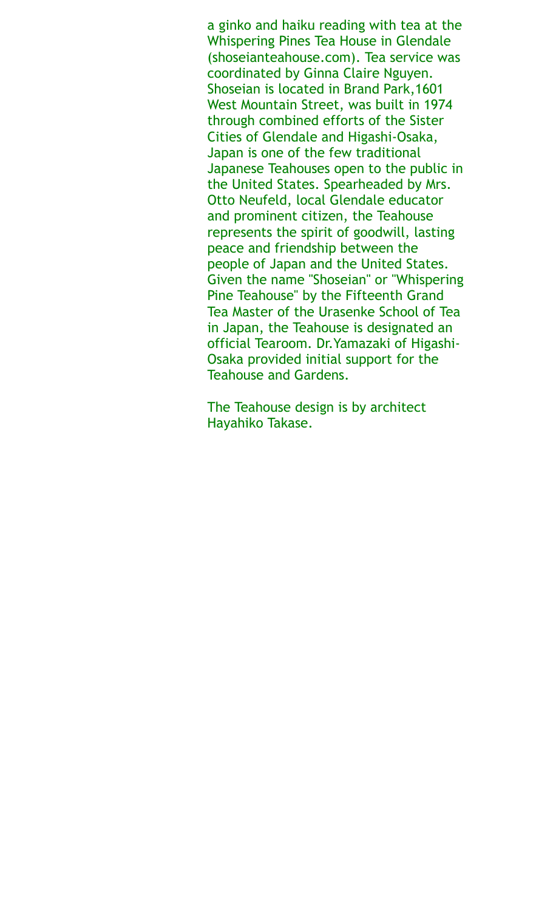a ginko and haiku reading with tea at the Whispering Pines Tea House in Glendale (shoseianteahouse.com). Tea service was coordinated by Ginna Claire Nguyen. Shoseian is located in Brand Park,1601 West Mountain Street, was built in 1974 through combined efforts of the Sister Cities of Glendale and Higashi-Osaka, Japan is one of the few traditional Japanese Teahouses open to the public in the United States. Spearheaded by Mrs. Otto Neufeld, local Glendale educator and prominent citizen, the Teahouse represents the spirit of goodwill, lasting peace and friendship between the people of Japan and the United States. Given the name "Shoseian" or "Whispering Pine Teahouse" by the Fifteenth Grand Tea Master of the Urasenke School of Tea in Japan, the Teahouse is designated an official Tearoom. Dr.Yamazaki of Higashi-Osaka provided initial support for the Teahouse and Gardens.

The Teahouse design is by architect Hayahiko Takase.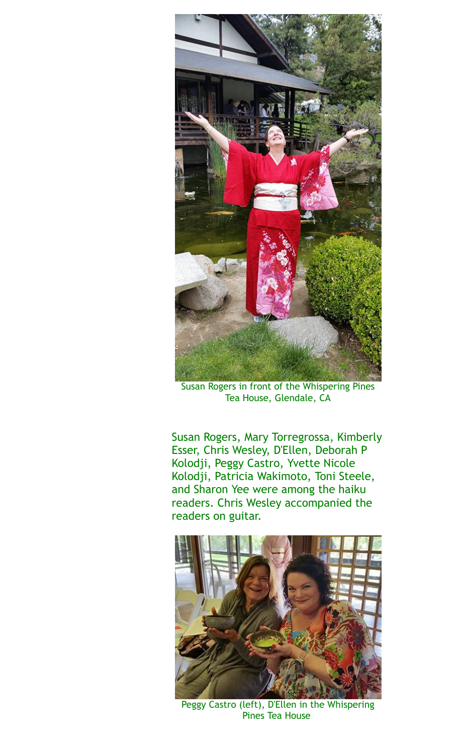Susan Rogers in front of the Whispering Pines Tea House, Glendale, CA

Susan Rogers, Mary Torregrossa, Kimberly Esser, Chris Wesley, D'Ellen, Deborah P Kolodji, Peggy Castro, Yvette Nicole Kolodji, Patricia Wakimoto, Toni Steele, and Sharon Yee were among the haiku readers. Chris Wesley accompanied the readers on guitar.

Peggy Castro (left), D'Ellen in the Whispering Pines Tea House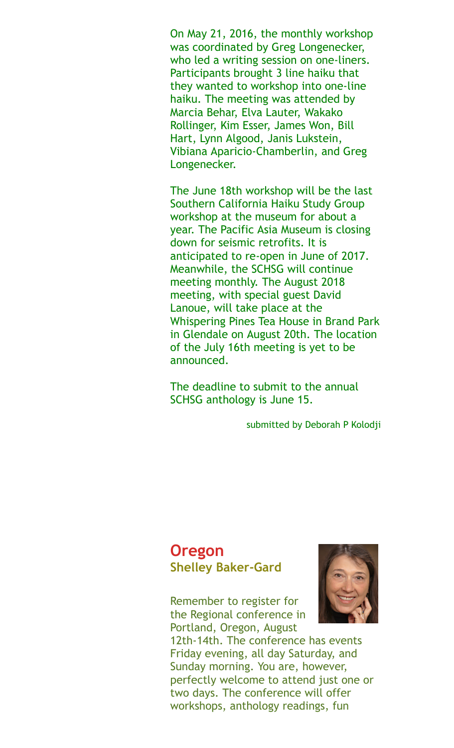On May 21, 2016, the monthly workshop was coordinated by Greg Longenecker, who led a writing session on one-liners. Participants brought 3 line haiku that they wanted to workshop into one-line haiku. The meeting was attended by Marcia Behar, Elva Lauter, Wakako Rollinger, Kim Esser, James Won, Bill Hart, Lynn Algood, Janis Lukstein, Vibiana Aparicio-Chamberlin, and Greg Longenecker.

The June 18th workshop will be the last Southern California Haiku Study Group workshop at the museum for about a year. The Pacific Asia Museum is closing down for seismic retrofits. It is anticipated to re-open in June of 2017. Meanwhile, the SCHSG will continue meeting monthly. The August 2018 meeting, with special guest David Lanoue, will take place at the Whispering Pines Tea House in Brand Park in Glendale on August 20th. The location of the July 16th meeting is yet to be announced.

The deadline to submit to the annual SCHSG anthology is June 15.

submitted by Deborah P Kolodji

## Oregon

### Shelley Baker-Gard

Remember to register for the Regional conference in Portland, Oregon, August 12th-14th. The conference has events Friday evening, all day Saturday, and Sunday morning. You are, however, perfectly welcome to attend just one or two days. The conference will offer workshops, anthology readings, fun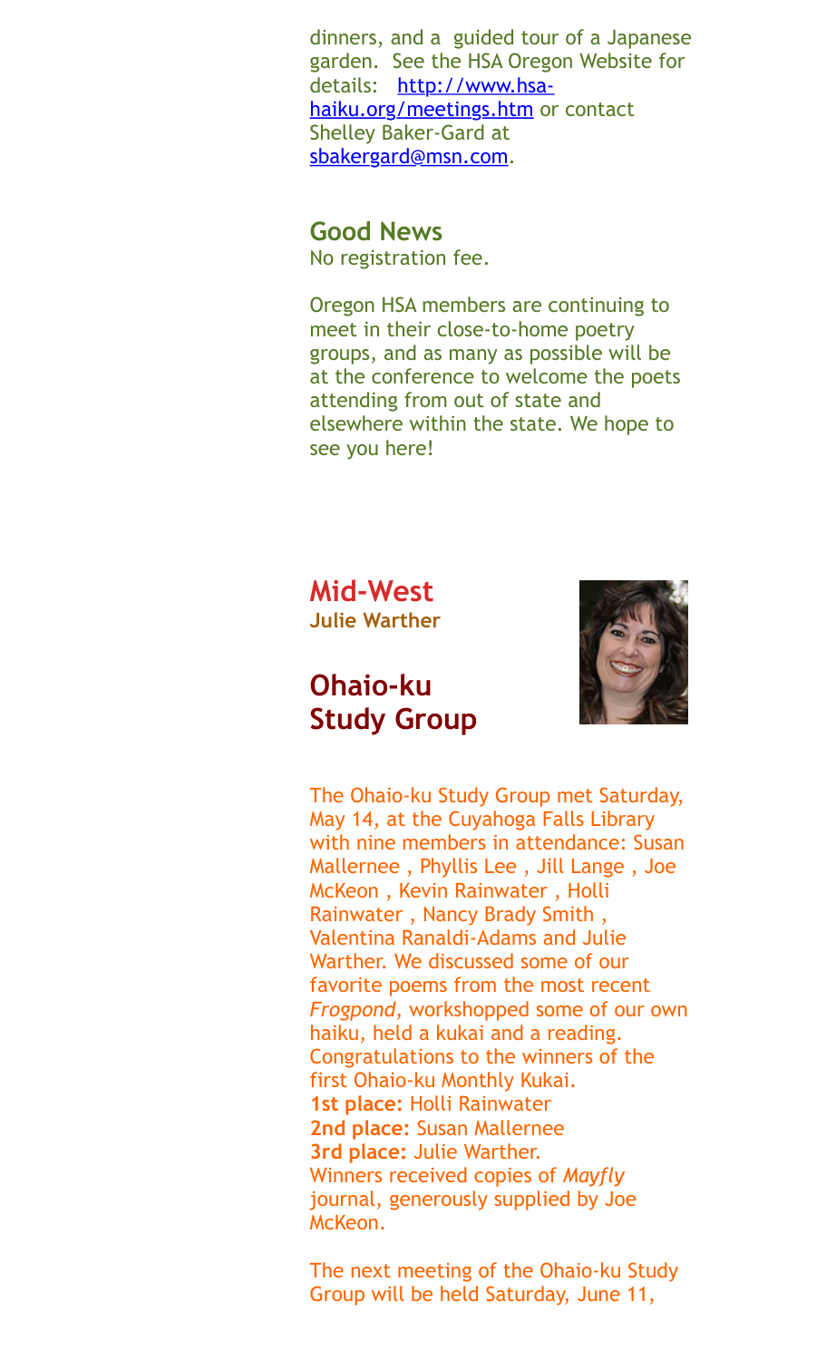dinners, and a guided tour of a Japanese garden. See the HSA Oregon Website for details: [http://www.hsa-haiku.org/meetings.htm](http://www.hsa-haiku.org/meetings.htm) or contact Shelley Baker-Gard at [sbakergard@msn.com](mailto:sbakergard@msn.com).

### Good News

No registration fee.

Oregon HSA members are continuing to meet in their close-to-home poetry groups, and as many as possible will be at the conference to welcome the poets attending from out of state and elsewhere within the state. We hope to see you here!

## Mid-West

**Julie Warther**

### Ohaio-ku Study Group

The Ohaio-ku Study Group met Saturday, May 14, at the Cuyahoga Falls Library with nine members in attendance: Susan Mallernee , Phyllis Lee , Jill Lange , Joe McKeon , Kevin Rainwater , Holli Rainwater , Nancy Brady Smith , Valentina Ranaldi-Adams and Julie Warther. We discussed some of our favorite poems from the most recent *Frogpond*, workshopped some of our own haiku, held a kukai and a reading. Congratulations to the winners of the first Ohaio-ku Monthly Kukai.
**1st place:** Holli Rainwater
**2nd place:** Susan Mallernee
**3rd place:** Julie Warther.
Winners received copies of *Mayfly* journal, generously supplied by Joe McKeon.

The next meeting of the Ohaio-ku Study Group will be held Saturday, June 11,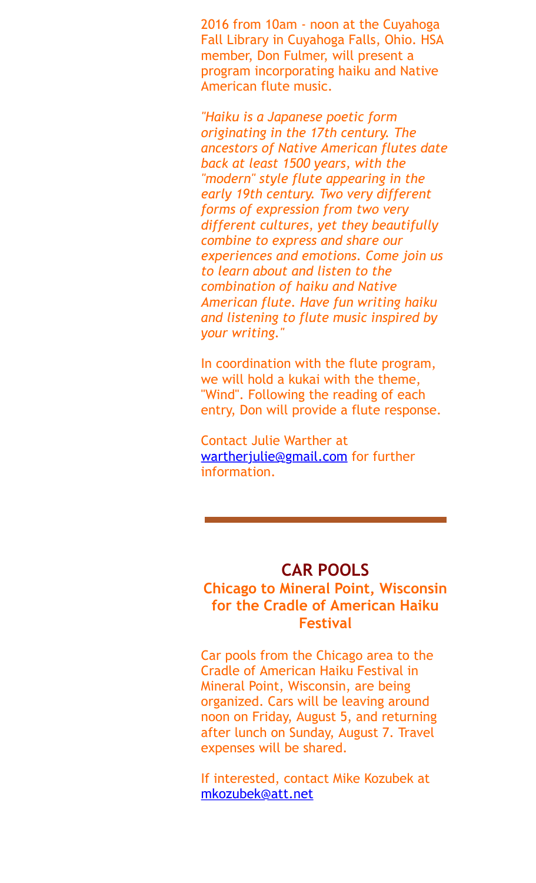2016 from 10am - noon at the Cuyahoga Fall Library in Cuyahoga Falls, Ohio. HSA member, Don Fulmer, will present a program incorporating haiku and Native American flute music.

*"Haiku is a Japanese poetic form originating in the 17th century. The ancestors of Native American flutes date back at least 1500 years, with the "modern" style flute appearing in the early 19th century. Two very different forms of expression from two very different cultures, yet they beautifully combine to express and share our experiences and emotions. Come join us to learn about and listen to the combination of haiku and Native American flute. Have fun writing haiku and listening to flute music inspired by your writing."*

In coordination with the flute program, we will hold a kukai with the theme, "Wind". Following the reading of each entry, Don will provide a flute response.

Contact Julie Warther at wartherjulie@gmail.com for further information.

---

## CAR POOLS

### Chicago to Mineral Point, Wisconsin for the Cradle of American Haiku Festival

Car pools from the Chicago area to the Cradle of American Haiku Festival in Mineral Point, Wisconsin, are being organized. Cars will be leaving around noon on Friday, August 5, and returning after lunch on Sunday, August 7. Travel expenses will be shared.

If interested, contact Mike Kozubek at mkozubek@att.net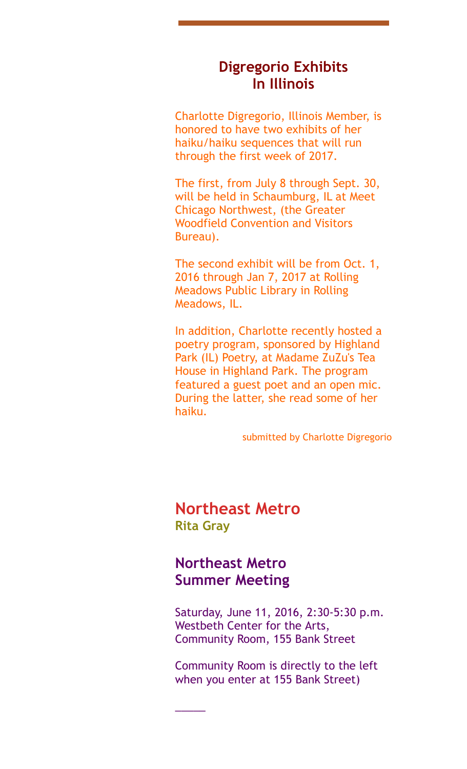## Digregorio Exhibits In Illinois

Charlotte Digregorio, Illinois Member, is honored to have two exhibits of her haiku/haiku sequences that will run through the first week of 2017.

The first, from July 8 through Sept. 30, will be held in Schaumburg, IL at Meet Chicago Northwest, (the Greater Woodfield Convention and Visitors Bureau).

The second exhibit will be from Oct. 1, 2016 through Jan 7, 2017 at Rolling Meadows Public Library in Rolling Meadows, IL.

In addition, Charlotte recently hosted a poetry program, sponsored by Highland Park (IL) Poetry, at Madame ZuZu's Tea House in Highland Park. The program featured a guest poet and an open mic. During the latter, she read some of her haiku.

submitted by Charlotte Digregorio

# Northeast Metro

**Rita Gray**

## Northeast Metro Summer Meeting

Saturday, June 11, 2016, 2:30-5:30 p.m.
Westbeth Center for the Arts,
Community Room, 155 Bank Street

Community Room is directly to the left when you enter at 155 Bank Street)

_____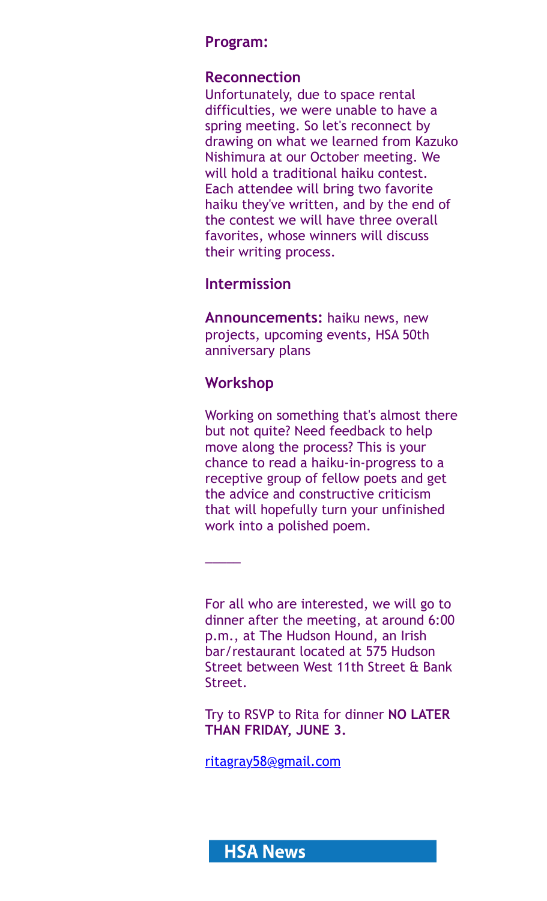**Program:**

**Reconnection**

Unfortunately, due to space rental difficulties, we were unable to have a spring meeting. So let's reconnect by drawing on what we learned from Kazuko Nishimura at our October meeting. We will hold a traditional haiku contest. Each attendee will bring two favorite haiku they've written, and by the end of the contest we will have three overall favorites, whose winners will discuss their writing process.

**Intermission**

**Announcements:** haiku news, new projects, upcoming events, HSA 50th anniversary plans

**Workshop**

Working on something that's almost there but not quite? Need feedback to help move along the process? This is your chance to read a haiku-in-progress to a receptive group of fellow poets and get the advice and constructive criticism that will hopefully turn your unfinished work into a polished poem.

\_\_\_\_\_

For all who are interested, we will go to dinner after the meeting, at around 6:00 p.m., at The Hudson Hound, an Irish bar/restaurant located at 575 Hudson Street between West 11th Street & Bank Street.

Try to RSVP to Rita for dinner **NO LATER THAN FRIDAY, JUNE 3.**

ritagray58@gmail.com

## HSA News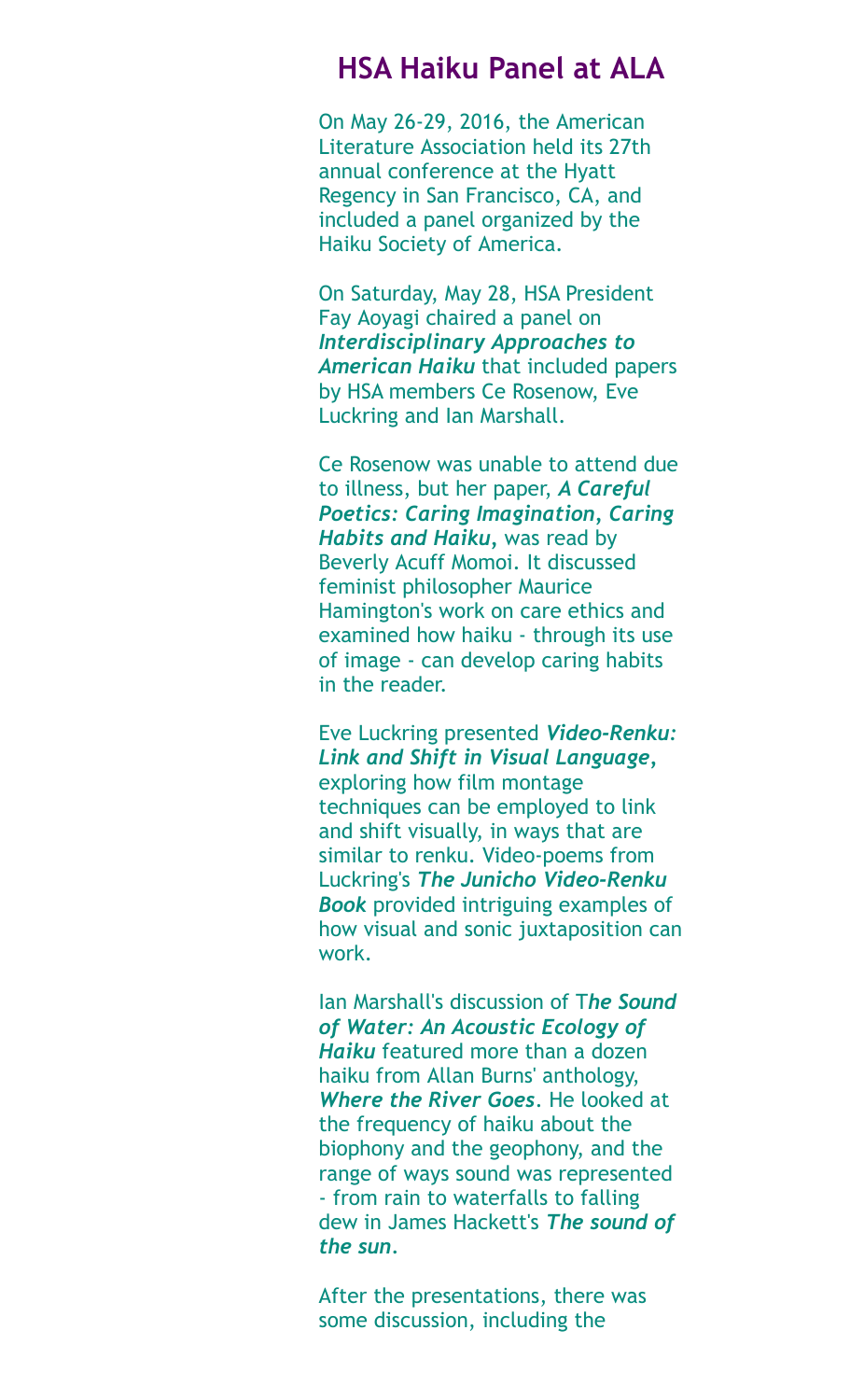## HSA Haiku Panel at ALA

On May 26-29, 2016, the American Literature Association held its 27th annual conference at the Hyatt Regency in San Francisco, CA, and included a panel organized by the Haiku Society of America.

On Saturday, May 28, HSA President Fay Aoyagi chaired a panel on ***Interdisciplinary Approaches to American Haiku*** that included papers by HSA members Ce Rosenow, Eve Luckring and Ian Marshall.

Ce Rosenow was unable to attend due to illness, but her paper, ***A Careful Poetics: Caring Imagination, Caring Habits and Haiku,*** was read by Beverly Acuff Momoi. It discussed feminist philosopher Maurice Hamington's work on care ethics and examined how haiku - through its use of image - can develop caring habits in the reader.

Eve Luckring presented ***Video-Renku: Link and Shift in Visual Language,*** exploring how film montage techniques can be employed to link and shift visually, in ways that are similar to renku. Video-poems from Luckring's ***The Junicho Video-Renku Book*** provided intriguing examples of how visual and sonic juxtaposition can work.

Ian Marshall's discussion of T***he Sound of Water: An Acoustic Ecology of Haiku*** featured more than a dozen haiku from Allan Burns' anthology, ***Where the River Goes***. He looked at the frequency of haiku about the biophony and the geophony, and the range of ways sound was represented - from rain to waterfalls to falling dew in James Hackett's ***The sound of the sun***.

After the presentations, there was some discussion, including the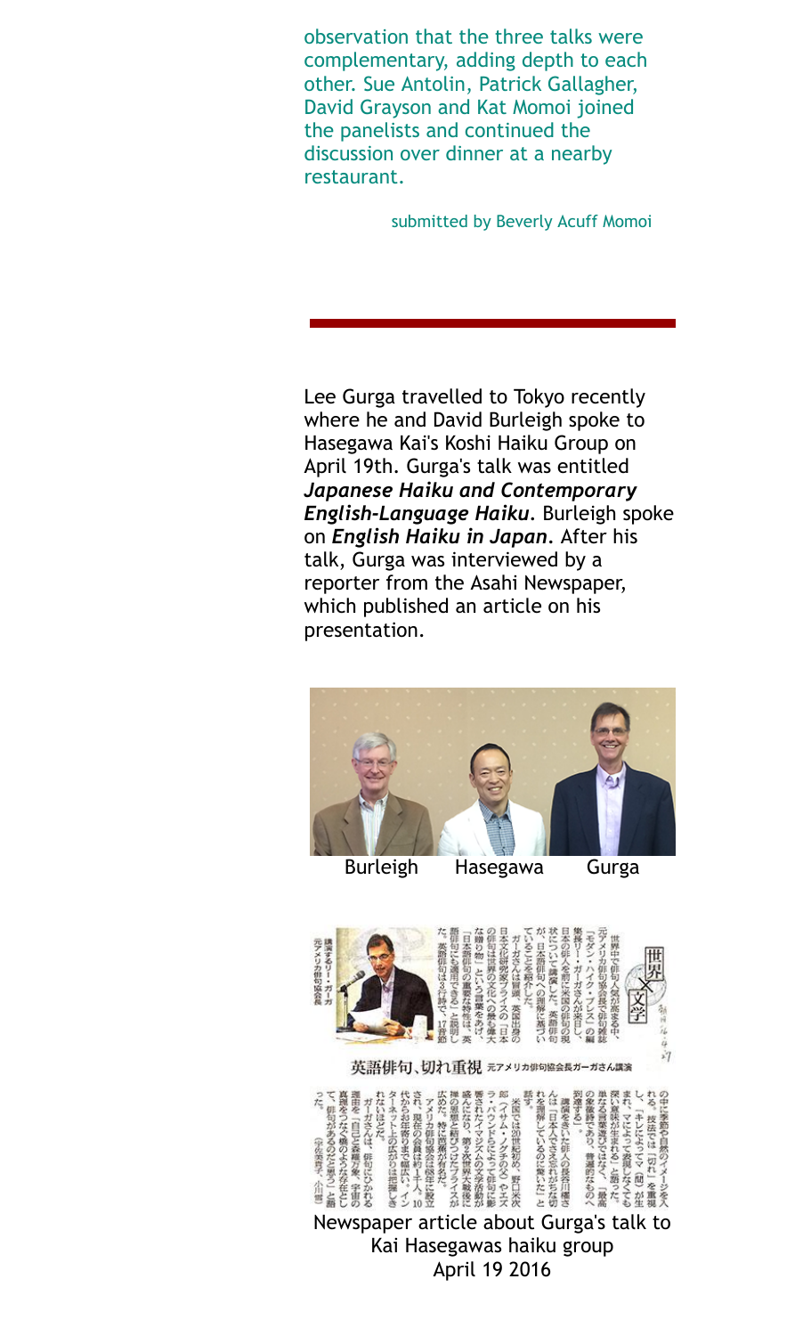observation that the three talks were complementary, adding depth to each other. Sue Antolin, Patrick Gallagher, David Grayson and Kat Momoi joined the panelists and continued the discussion over dinner at a nearby restaurant.

submitted by Beverly Acuff Momoi

---

Lee Gurga travelled to Tokyo recently where he and David Burleigh spoke to Hasegawa Kai's Koshi Haiku Group on April 19th. Gurga's talk was entitled ***Japanese Haiku and Contemporary English-Language Haiku***. Burleigh spoke on ***English Haiku in Japan***. After his talk, Gurga was interviewed by a reporter from the Asahi Newspaper, which published an article on his presentation.

Burleigh　Hasegawa　Gurga

英語俳句、切れ重視　元アメリカ俳句協会長ガーガさん講演

Newspaper article about Gurga's talk to Kai Hasegawas haiku group April 19 2016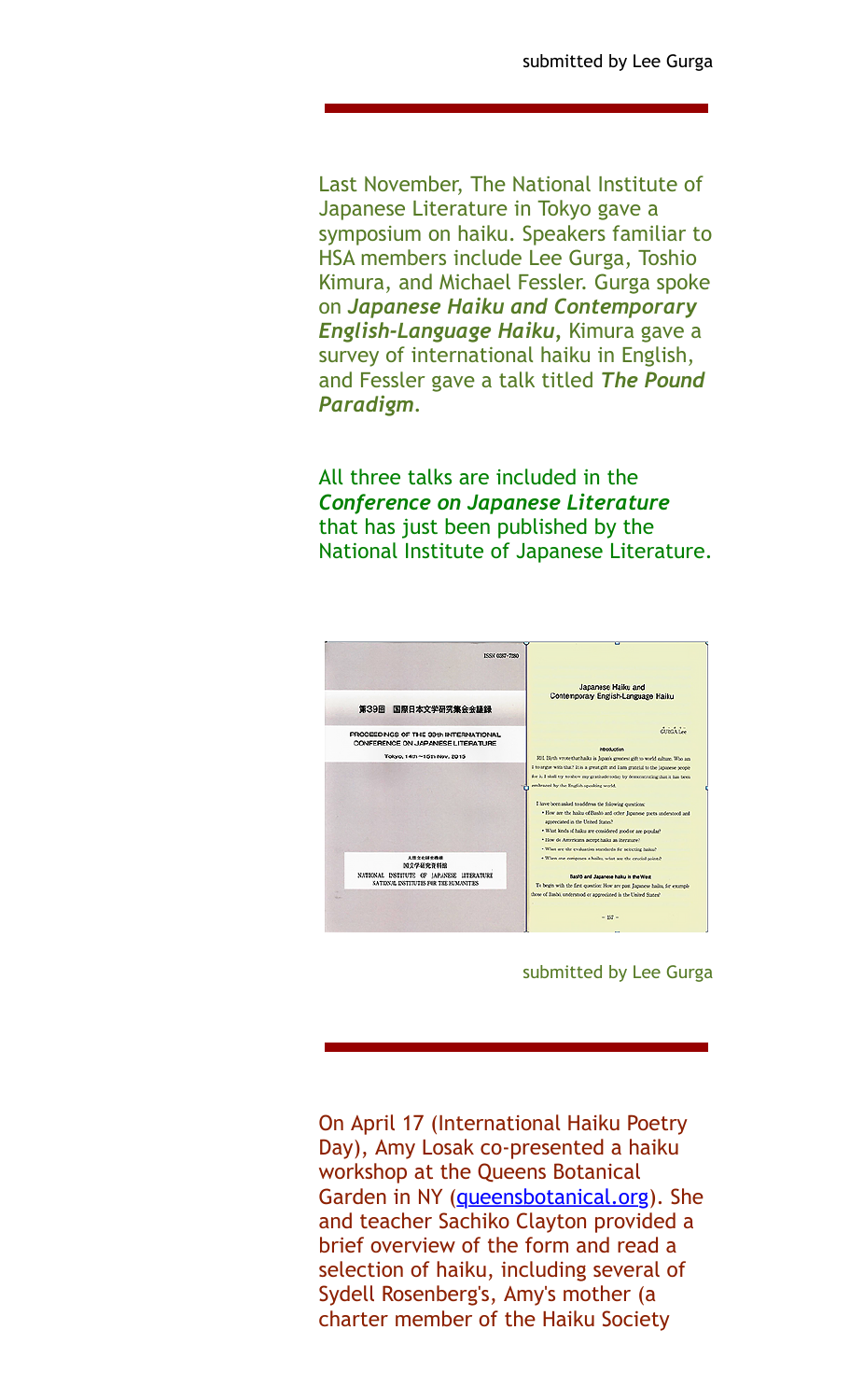submitted by Lee Gurga

Last November, The National Institute of Japanese Literature in Tokyo gave a symposium on haiku. Speakers familiar to HSA members include Lee Gurga, Toshio Kimura, and Michael Fessler. Gurga spoke on ***Japanese Haiku and Contemporary English-Language Haiku***, Kimura gave a survey of international haiku in English, and Fessler gave a talk titled ***The Pound Paradigm***.

All three talks are included in the ***Conference on Japanese Literature*** that has just been published by the National Institute of Japanese Literature.

submitted by Lee Gurga

On April 17 (International Haiku Poetry Day), Amy Losak co-presented a haiku workshop at the Queens Botanical Garden in NY ([queensbotanical.org](http://queensbotanical.org)). She and teacher Sachiko Clayton provided a brief overview of the form and read a selection of haiku, including several of Sydell Rosenberg's, Amy's mother (a charter member of the Haiku Society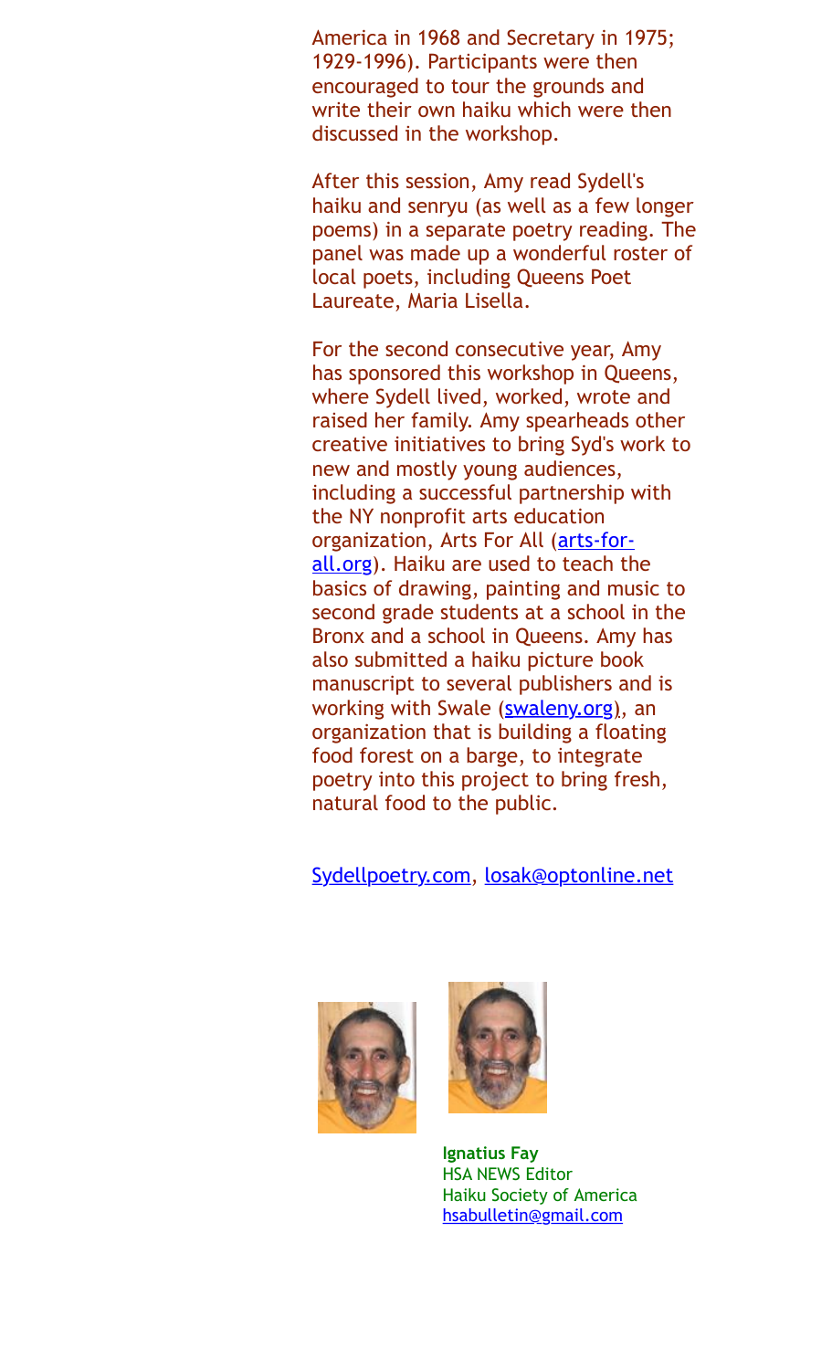America in 1968 and Secretary in 1975; 1929-1996). Participants were then encouraged to tour the grounds and write their own haiku which were then discussed in the workshop.

After this session, Amy read Sydell's haiku and senryu (as well as a few longer poems) in a separate poetry reading. The panel was made up a wonderful roster of local poets, including Queens Poet Laureate, Maria Lisella.

For the second consecutive year, Amy has sponsored this workshop in Queens, where Sydell lived, worked, wrote and raised her family. Amy spearheads other creative initiatives to bring Syd's work to new and mostly young audiences, including a successful partnership with the NY nonprofit arts education organization, Arts For All (arts-for-all.org). Haiku are used to teach the basics of drawing, painting and music to second grade students at a school in the Bronx and a school in Queens. Amy has also submitted a haiku picture book manuscript to several publishers and is working with Swale (swaleny.org), an organization that is building a floating food forest on a barge, to integrate poetry into this project to bring fresh, natural food to the public.

Sydellpoetry.com, losak@optonline.net

**Ignatius Fay**
HSA NEWS Editor
Haiku Society of America
hsabulletin@gmail.com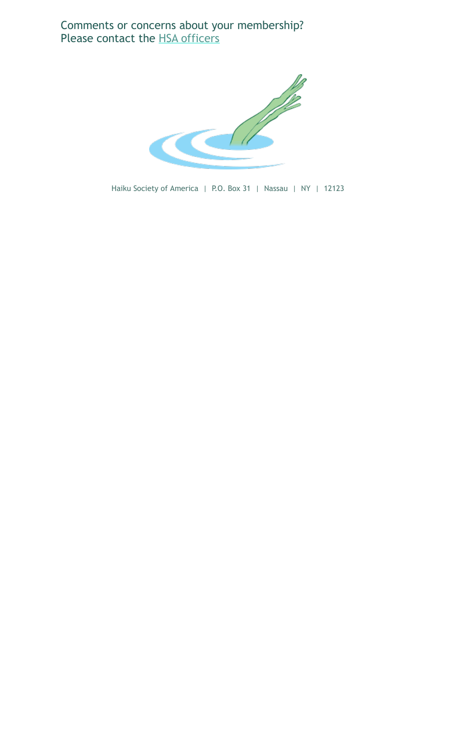Comments or concerns about your membership?
Please contact the HSA officers

Haiku Society of America | P.O. Box 31 | Nassau | NY | 12123